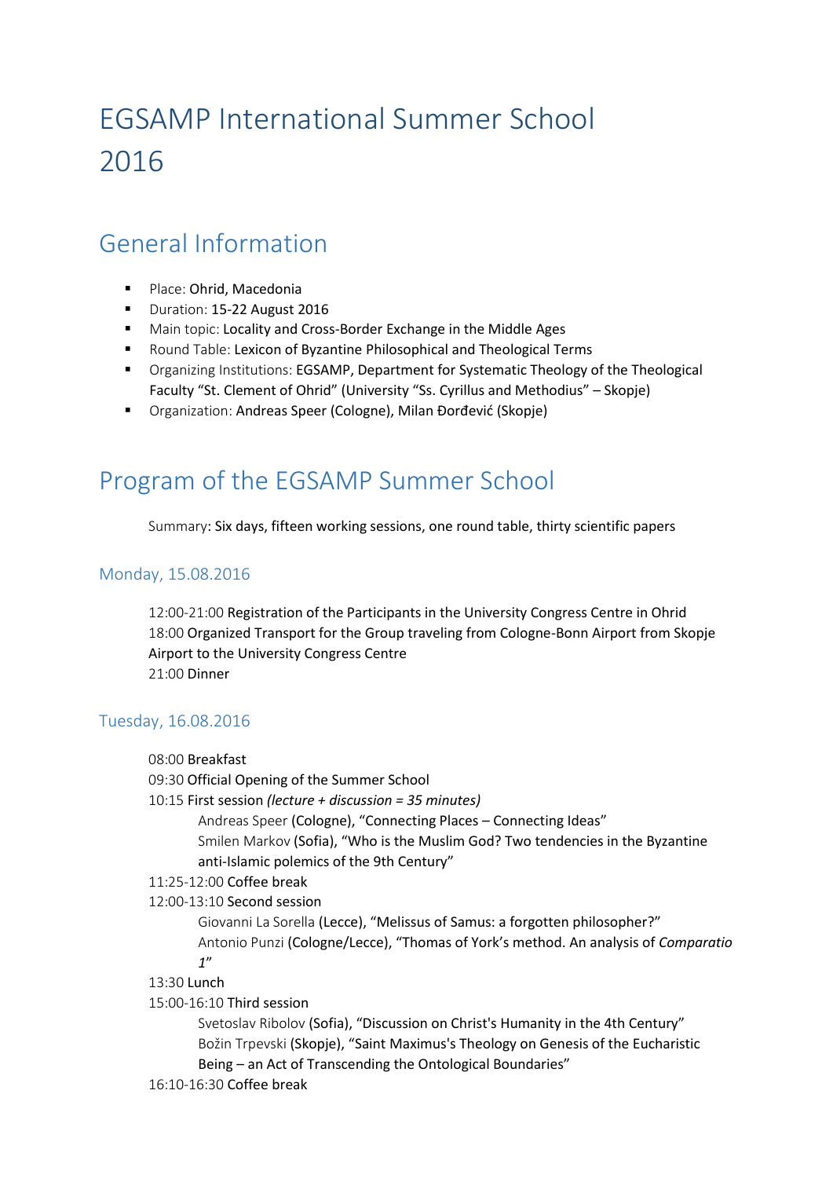# EGSAMP International Summer School 2016

## General Information

- Place: Ohrid, Macedonia
- Duration: 15-22 August 2016
- Main topic: Locality and Cross-Border Exchange in the Middle Ages
- Round Table: Lexicon of Byzantine Philosophical and Theological Terms
- Organizing Institutions: EGSAMP, Department for Systematic Theology of the Theological Faculty "St. Clement of Ohrid" (University "Ss. Cyrillus and Methodius" – Skopje)
- Organization: Andreas Speer (Cologne), Milan Đorđević (Skopje)

## Program of the EGSAMP Summer School

Summary: Six days, fifteen working sessions, one round table, thirty scientific papers

### Monday, 15.08.2016

12:00-21:00 Registration of the Participants in the University Congress Centre in Ohrid
18:00 Organized Transport for the Group traveling from Cologne-Bonn Airport from Skopje Airport to the University Congress Centre
21:00 Dinner

### Tuesday, 16.08.2016

08:00 Breakfast
09:30 Official Opening of the Summer School
10:15 First session *(lecture + discussion = 35 minutes)*

Andreas Speer (Cologne), "Connecting Places – Connecting Ideas"
Smilen Markov (Sofia), "Who is the Muslim God? Two tendencies in the Byzantine anti-Islamic polemics of the 9th Century"

11:25-12:00 Coffee break
12:00-13:10 Second session

Giovanni La Sorella (Lecce), "Melissus of Samus: a forgotten philosopher?"
Antonio Punzi (Cologne/Lecce), "Thomas of York's method. An analysis of *Comparatio 1*"

13:30 Lunch
15:00-16:10 Third session

Svetoslav Ribolov (Sofia), "Discussion on Christ's Humanity in the 4th Century"
Božin Trpevski (Skopje), "Saint Maximus's Theology on Genesis of the Eucharistic Being – an Act of Transcending the Ontological Boundaries"

16:10-16:30 Coffee break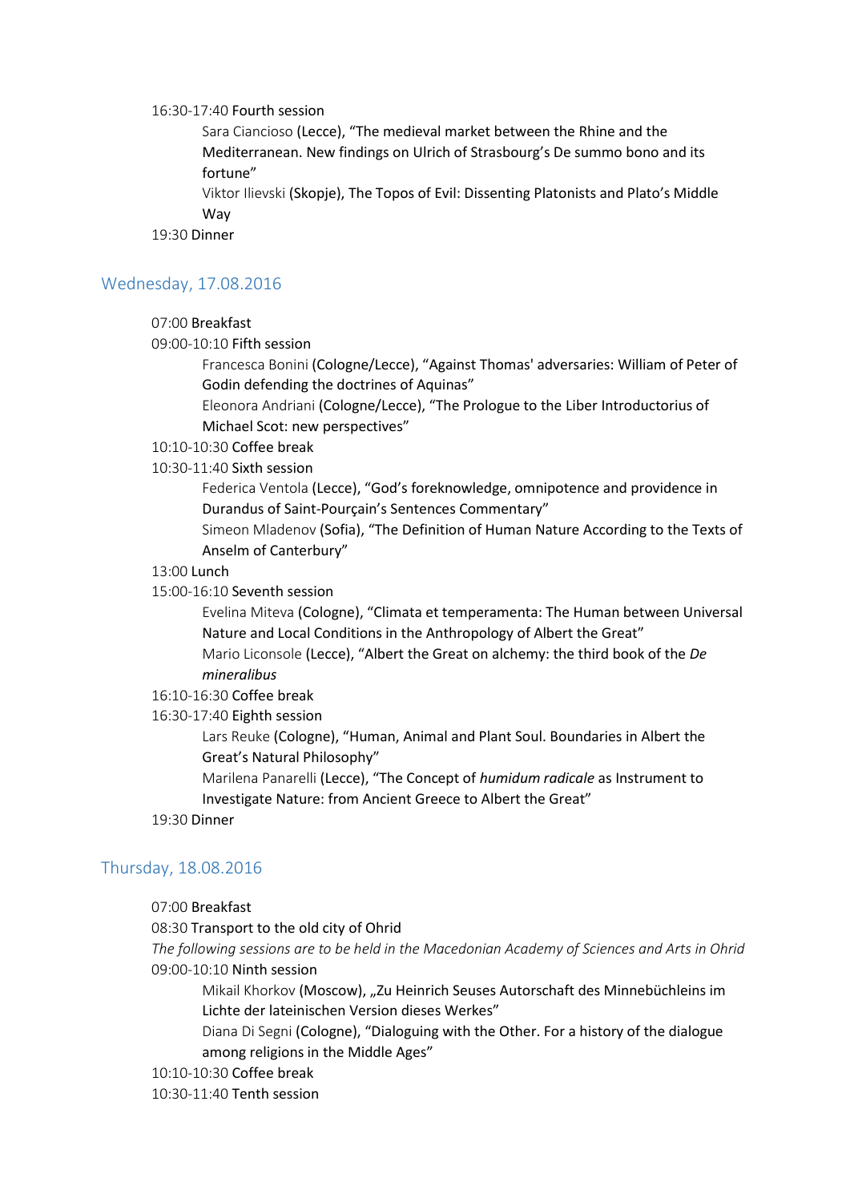16:30-17:40 Fourth session

Sara Ciancioso (Lecce), "The medieval market between the Rhine and the Mediterranean. New findings on Ulrich of Strasbourg's De summo bono and its fortune"

Viktor Ilievski (Skopje), The Topos of Evil: Dissenting Platonists and Plato's Middle Way

19:30 Dinner

## Wednesday, 17.08.2016

07:00 Breakfast

09:00-10:10 Fifth session

Francesca Bonini (Cologne/Lecce), "Against Thomas' adversaries: William of Peter of Godin defending the doctrines of Aquinas"

Eleonora Andriani (Cologne/Lecce), "The Prologue to the Liber Introductorius of Michael Scot: new perspectives"

10:10-10:30 Coffee break

10:30-11:40 Sixth session

Federica Ventola (Lecce), "God's foreknowledge, omnipotence and providence in Durandus of Saint-Pourçain's Sentences Commentary"

Simeon Mladenov (Sofia), "The Definition of Human Nature According to the Texts of Anselm of Canterbury"

13:00 Lunch

15:00-16:10 Seventh session

Evelina Miteva (Cologne), "Climata et temperamenta: The Human between Universal Nature and Local Conditions in the Anthropology of Albert the Great"

Mario Liconsole (Lecce), "Albert the Great on alchemy: the third book of the *De mineralibus*

16:10-16:30 Coffee break

16:30-17:40 Eighth session

Lars Reuke (Cologne), "Human, Animal and Plant Soul. Boundaries in Albert the Great's Natural Philosophy"

Marilena Panarelli (Lecce), "The Concept of *humidum radicale* as Instrument to Investigate Nature: from Ancient Greece to Albert the Great"

19:30 Dinner

## Thursday, 18.08.2016

07:00 Breakfast

08:30 Transport to the old city of Ohrid

*The following sessions are to be held in the Macedonian Academy of Sciences and Arts in Ohrid*

09:00-10:10 Ninth session

Mikail Khorkov (Moscow), „Zu Heinrich Seuses Autorschaft des Minnebüchleins im Lichte der lateinischen Version dieses Werkes"

Diana Di Segni (Cologne), "Dialoguing with the Other. For a history of the dialogue among religions in the Middle Ages"

10:10-10:30 Coffee break

10:30-11:40 Tenth session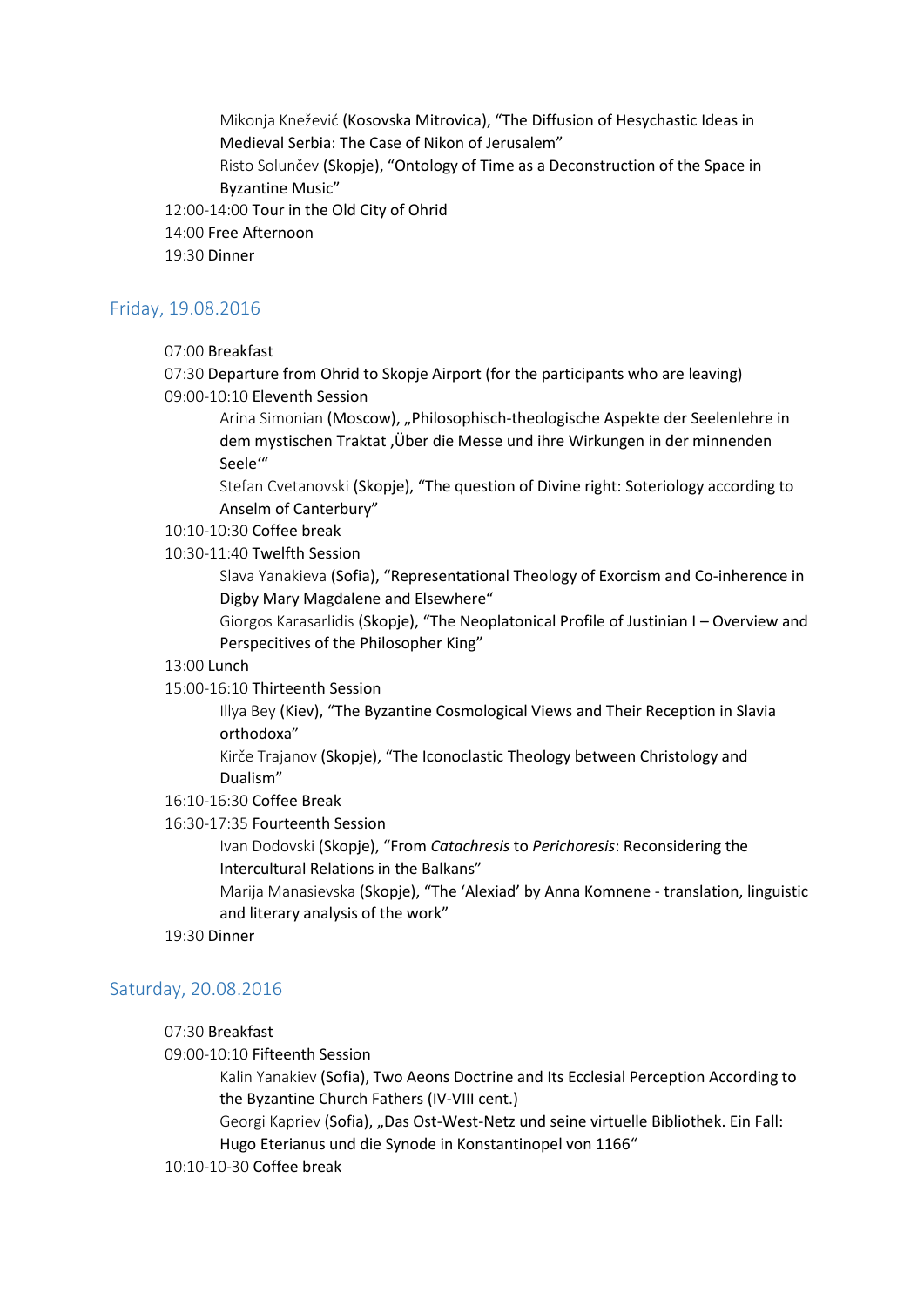Mikonja Knežević (Kosovska Mitrovica), “The Diffusion of Hesychastic Ideas in Medieval Serbia: The Case of Nikon of Jerusalem”

Risto Solunčev (Skopje), “Ontology of Time as a Deconstruction of the Space in Byzantine Music”

12:00-14:00 Tour in the Old City of Ohrid

14:00 Free Afternoon

19:30 Dinner

## Friday, 19.08.2016

07:00 Breakfast

07:30 Departure from Ohrid to Skopje Airport (for the participants who are leaving)

09:00-10:10 Eleventh Session

Arina Simonian (Moscow), „Philosophisch-theologische Aspekte der Seelenlehre in dem mystischen Traktat ‚Über die Messe und ihre Wirkungen in der minnenden Seele‘“

Stefan Cvetanovski (Skopje), “The question of Divine right: Soteriology according to Anselm of Canterbury”

10:10-10:30 Coffee break

10:30-11:40 Twelfth Session

Slava Yanakieva (Sofia), “Representational Theology of Exorcism and Co-inherence in Digby Mary Magdalene and Elsewhere“

Giorgos Karasarlidis (Skopje), “The Neoplatonical Profile of Justinian I – Overview and Perspecitives of the Philosopher King”

13:00 Lunch

15:00-16:10 Thirteenth Session

Illya Bey (Kiev), “The Byzantine Cosmological Views and Their Reception in Slavia orthodoxa”

Kirče Trajanov (Skopje), “The Iconoclastic Theology between Christology and Dualism”

16:10-16:30 Coffee Break

16:30-17:35 Fourteenth Session

Ivan Dodovski (Skopje), “From *Catachresis* to *Perichoresis*: Reconsidering the Intercultural Relations in the Balkans”

Marija Manasievska (Skopje), “The ‘Alexiad’ by Anna Komnene - translation, linguistic and literary analysis of the work”

19:30 Dinner

## Saturday, 20.08.2016

07:30 Breakfast

09:00-10:10 Fifteenth Session

Kalin Yanakiev (Sofia), Two Aeons Doctrine and Its Ecclesial Perception According to the Byzantine Church Fathers (IV-VIII cent.)

Georgi Kapriev (Sofia), „Das Ost-West-Netz und seine virtuelle Bibliothek. Ein Fall: Hugo Eterianus und die Synode in Konstantinopel von 1166“

10:10-10-30 Coffee break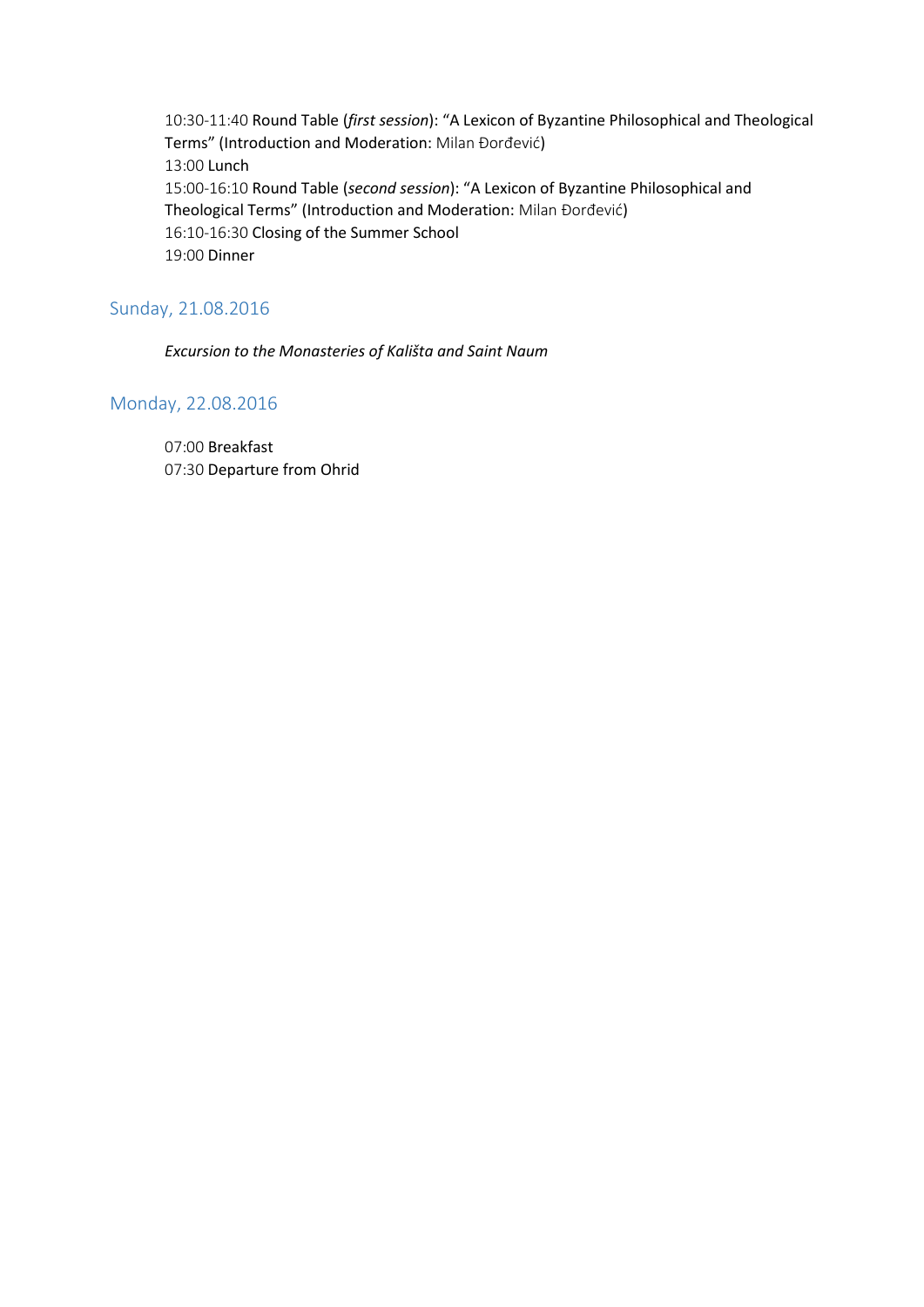10:30-11:40 Round Table (*first session*): “A Lexicon of Byzantine Philosophical and Theological Terms” (Introduction and Moderation: Milan Đorđević)
13:00 Lunch
15:00-16:10 Round Table (*second session*): “A Lexicon of Byzantine Philosophical and Theological Terms” (Introduction and Moderation: Milan Đorđević)
16:10-16:30 Closing of the Summer School
19:00 Dinner

## Sunday, 21.08.2016

*Excursion to the Monasteries of Kališta and Saint Naum*

## Monday, 22.08.2016

07:00 Breakfast
07:30 Departure from Ohrid